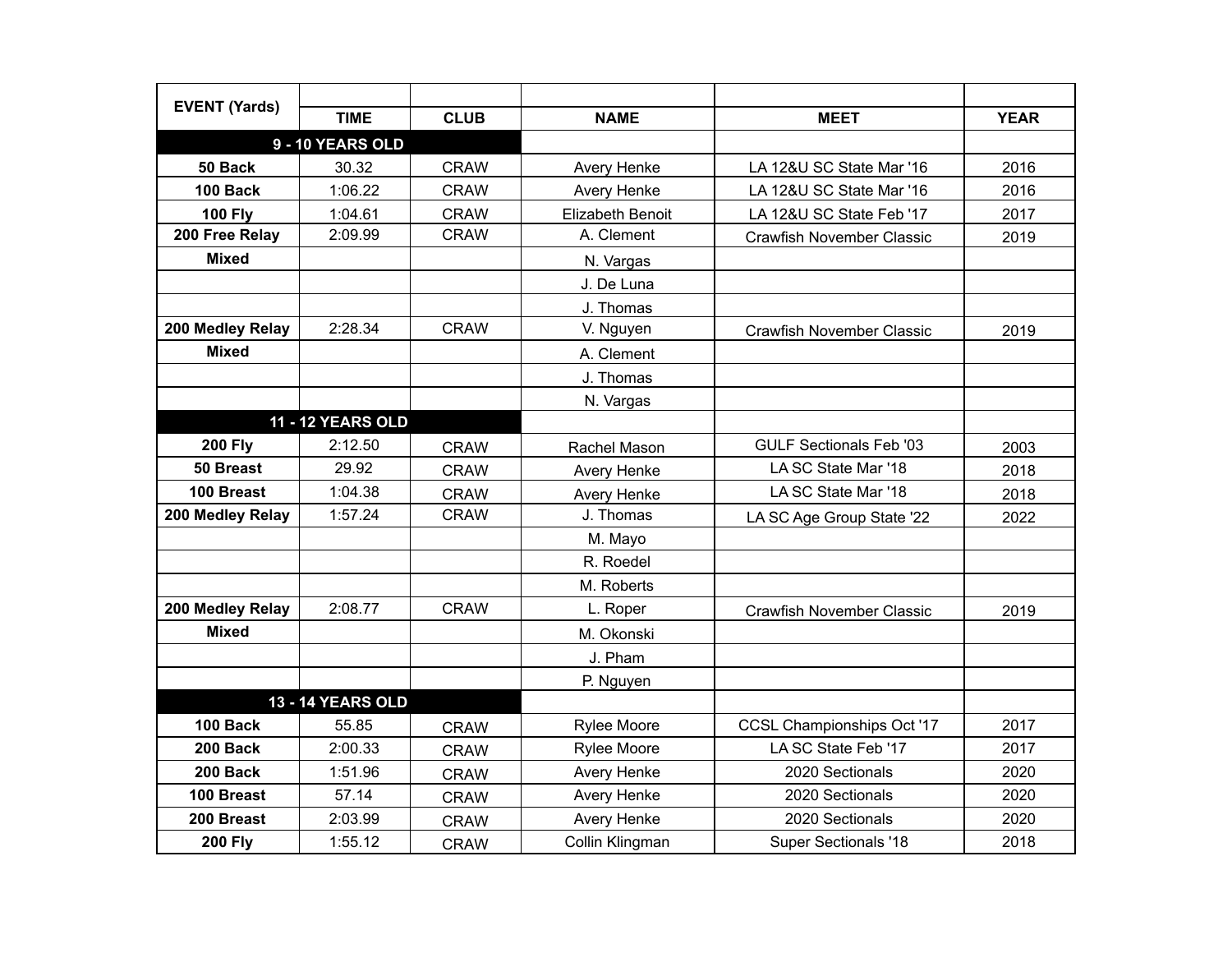| EVENT (Yards) | TIME | CLUB | NAME | MEET | YEAR |
|---|---|---|---|---|---|
| **9 - 10 YEARS OLD** | | | | | |
| **50 Back** | 30.32 | CRAW | Avery Henke | LA 12&U SC State Mar '16 | 2016 |
| **100 Back** | 1:06.22 | CRAW | Avery Henke | LA 12&U SC State Mar '16 | 2016 |
| **100 Fly** | 1:04.61 | CRAW | Elizabeth Benoit | LA 12&U SC State Feb '17 | 2017 |
| **200 Free Relay** | 2:09.99 | CRAW | A. Clement | Crawfish November Classic | 2019 |
| **Mixed** | | | N. Vargas | | |
| | | | J. De Luna | | |
| | | | J. Thomas | | |
| **200 Medley Relay** | 2:28.34 | CRAW | V. Nguyen | Crawfish November Classic | 2019 |
| **Mixed** | | | A. Clement | | |
| | | | J. Thomas | | |
| | | | N. Vargas | | |
| **11 - 12 YEARS OLD** | | | | | |
| **200 Fly** | 2:12.50 | CRAW | Rachel Mason | GULF Sectionals Feb '03 | 2003 |
| **50 Breast** | 29.92 | CRAW | Avery Henke | LA SC State Mar '18 | 2018 |
| **100 Breast** | 1:04.38 | CRAW | Avery Henke | LA SC State Mar '18 | 2018 |
| **200 Medley Relay** | 1:57.24 | CRAW | J. Thomas | LA SC Age Group State '22 | 2022 |
| | | | M. Mayo | | |
| | | | R. Roedel | | |
| | | | M. Roberts | | |
| **200 Medley Relay** | 2:08.77 | CRAW | L. Roper | Crawfish November Classic | 2019 |
| **Mixed** | | | M. Okonski | | |
| | | | J. Pham | | |
| | | | P. Nguyen | | |
| **13 - 14 YEARS OLD** | | | | | |
| **100 Back** | 55.85 | CRAW | Rylee Moore | CCSL Championships Oct '17 | 2017 |
| **200 Back** | 2:00.33 | CRAW | Rylee Moore | LA SC State Feb '17 | 2017 |
| **200 Back** | 1:51.96 | CRAW | Avery Henke | 2020 Sectionals | 2020 |
| **100 Breast** | 57.14 | CRAW | Avery Henke | 2020 Sectionals | 2020 |
| **200 Breast** | 2:03.99 | CRAW | Avery Henke | 2020 Sectionals | 2020 |
| **200 Fly** | 1:55.12 | CRAW | Collin Klingman | Super Sectionals '18 | 2018 |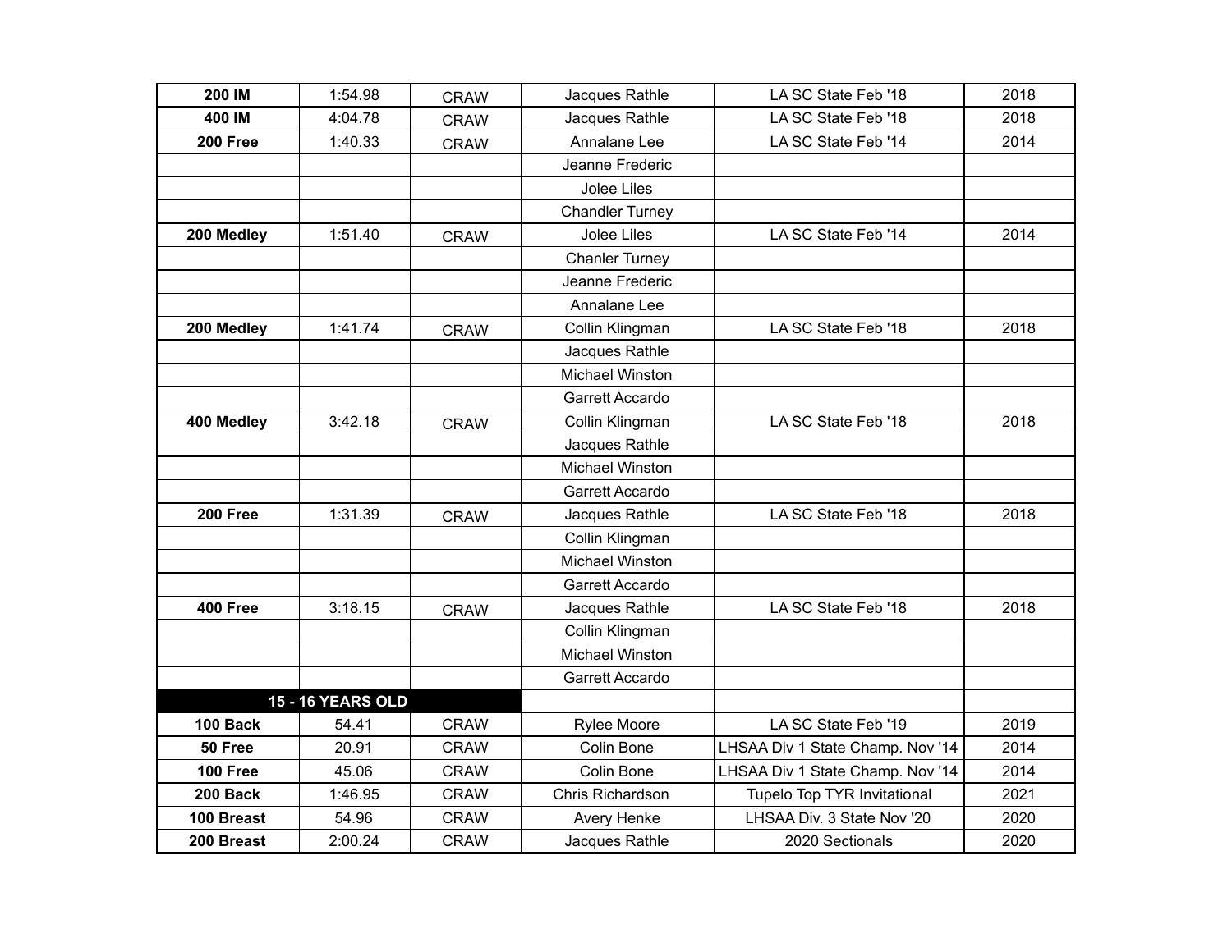| **200 IM** | 1:54.98 | CRAW | Jacques Rathle | LA SC State Feb '18 | 2018 |
|---|---|---|---|---|---|
| **400 IM** | 4:04.78 | CRAW | Jacques Rathle | LA SC State Feb '18 | 2018 |
| **200 Free** | 1:40.33 | CRAW | Annalane Lee | LA SC State Feb '14 | 2014 |
| | | | Jeanne Frederic | | |
| | | | Jolee Liles | | |
| | | | Chandler Turney | | |
| **200 Medley** | 1:51.40 | CRAW | Jolee Liles | LA SC State Feb '14 | 2014 |
| | | | Chanler Turney | | |
| | | | Jeanne Frederic | | |
| | | | Annalane Lee | | |
| **200 Medley** | 1:41.74 | CRAW | Collin Klingman | LA SC State Feb '18 | 2018 |
| | | | Jacques Rathle | | |
| | | | Michael Winston | | |
| | | | Garrett Accardo | | |
| **400 Medley** | 3:42.18 | CRAW | Collin Klingman | LA SC State Feb '18 | 2018 |
| | | | Jacques Rathle | | |
| | | | Michael Winston | | |
| | | | Garrett Accardo | | |
| **200 Free** | 1:31.39 | CRAW | Jacques Rathle | LA SC State Feb '18 | 2018 |
| | | | Collin Klingman | | |
| | | | Michael Winston | | |
| | | | Garrett Accardo | | |
| **400 Free** | 3:18.15 | CRAW | Jacques Rathle | LA SC State Feb '18 | 2018 |
| | | | Collin Klingman | | |
| | | | Michael Winston | | |
| | | | Garrett Accardo | | |
| **15 - 16 YEARS OLD** | | | | | |
| **100 Back** | 54.41 | CRAW | Rylee Moore | LA SC State Feb '19 | 2019 |
| **50 Free** | 20.91 | CRAW | Colin Bone | LHSAA Div 1 State Champ. Nov '14 | 2014 |
| **100 Free** | 45.06 | CRAW | Colin Bone | LHSAA Div 1 State Champ. Nov '14 | 2014 |
| **200 Back** | 1:46.95 | CRAW | Chris Richardson | Tupelo Top TYR Invitational | 2021 |
| **100 Breast** | 54.96 | CRAW | Avery Henke | LHSAA Div. 3 State Nov '20 | 2020 |
| **200 Breast** | 2:00.24 | CRAW | Jacques Rathle | 2020 Sectionals | 2020 |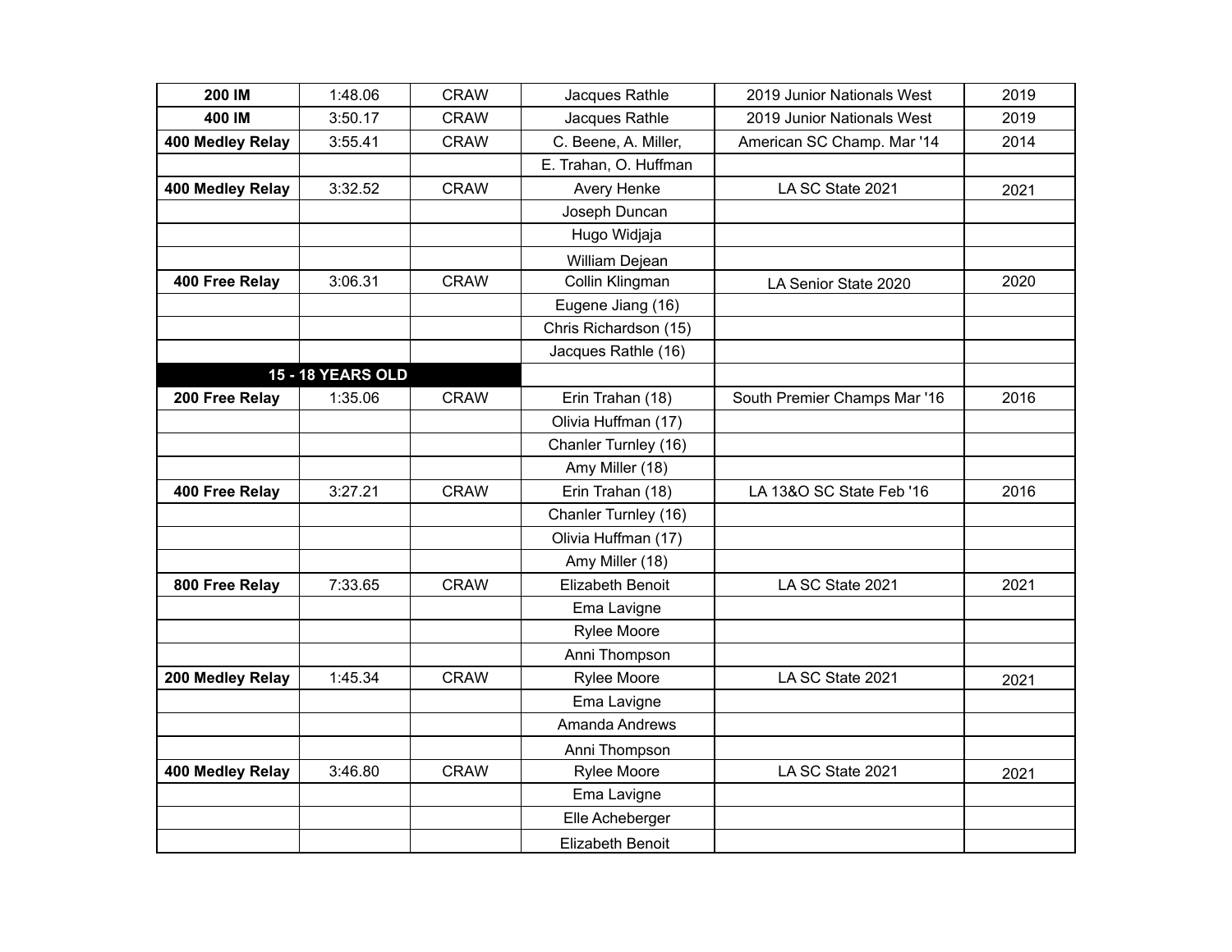| | | | | | |
|---|---|---|---|---|---|
| **200 IM** | 1:48.06 | CRAW | Jacques Rathle | 2019 Junior Nationals West | 2019 |
| **400 IM** | 3:50.17 | CRAW | Jacques Rathle | 2019 Junior Nationals West | 2019 |
| **400 Medley Relay** | 3:55.41 | CRAW | C. Beene, A. Miller, | American SC Champ. Mar '14 | 2014 |
| | | | E. Trahan, O. Huffman | | |
| **400 Medley Relay** | 3:32.52 | CRAW | Avery Henke | LA SC State 2021 | 2021 |
| | | | Joseph Duncan | | |
| | | | Hugo Widjaja | | |
| | | | William Dejean | | |
| **400 Free Relay** | 3:06.31 | CRAW | Collin Klingman | LA Senior State 2020 | 2020 |
| | | | Eugene Jiang (16) | | |
| | | | Chris Richardson (15) | | |
| | | | Jacques Rathle (16) | | |
| **15 - 18 YEARS OLD** | | | | | |
| **200 Free Relay** | 1:35.06 | CRAW | Erin Trahan (18) | South Premier Champs Mar '16 | 2016 |
| | | | Olivia Huffman (17) | | |
| | | | Chanler Turnley (16) | | |
| | | | Amy Miller (18) | | |
| **400 Free Relay** | 3:27.21 | CRAW | Erin Trahan (18) | LA 13&O SC State Feb '16 | 2016 |
| | | | Chanler Turnley (16) | | |
| | | | Olivia Huffman (17) | | |
| | | | Amy Miller (18) | | |
| **800 Free Relay** | 7:33.65 | CRAW | Elizabeth Benoit | LA SC State 2021 | 2021 |
| | | | Ema Lavigne | | |
| | | | Rylee Moore | | |
| | | | Anni Thompson | | |
| **200 Medley Relay** | 1:45.34 | CRAW | Rylee Moore | LA SC State 2021 | 2021 |
| | | | Ema Lavigne | | |
| | | | Amanda Andrews | | |
| | | | Anni Thompson | | |
| **400 Medley Relay** | 3:46.80 | CRAW | Rylee Moore | LA SC State 2021 | 2021 |
| | | | Ema Lavigne | | |
| | | | Elle Acheberger | | |
| | | | Elizabeth Benoit | | |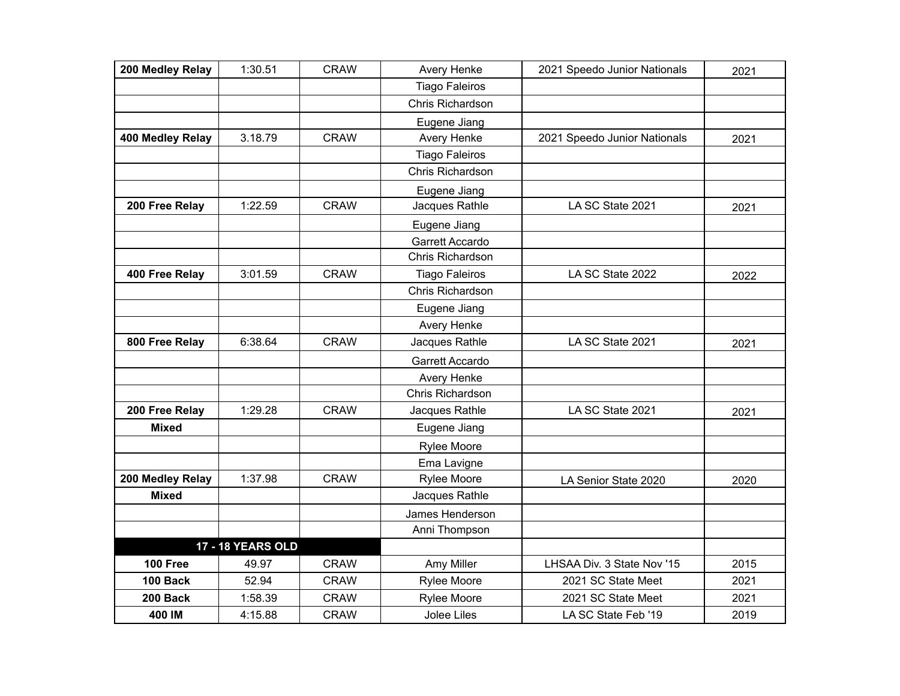| | | | | | |
|---|---|---|---|---|---|
| **200 Medley Relay** | 1:30.51 | CRAW | Avery Henke | 2021 Speedo Junior Nationals | 2021 |
| | | | Tiago Faleiros | | |
| | | | Chris Richardson | | |
| | | | Eugene Jiang | | |
| **400 Medley Relay** | 3.18.79 | CRAW | Avery Henke | 2021 Speedo Junior Nationals | 2021 |
| | | | Tiago Faleiros | | |
| | | | Chris Richardson | | |
| | | | Eugene Jiang | | |
| **200 Free Relay** | 1:22.59 | CRAW | Jacques Rathle | LA SC State 2021 | 2021 |
| | | | Eugene Jiang | | |
| | | | Garrett Accardo | | |
| | | | Chris Richardson | | |
| **400 Free Relay** | 3:01.59 | CRAW | Tiago Faleiros | LA SC State 2022 | 2022 |
| | | | Chris Richardson | | |
| | | | Eugene Jiang | | |
| | | | Avery Henke | | |
| **800 Free Relay** | 6:38.64 | CRAW | Jacques Rathle | LA SC State 2021 | 2021 |
| | | | Garrett Accardo | | |
| | | | Avery Henke | | |
| | | | Chris Richardson | | |
| **200 Free Relay** | 1:29.28 | CRAW | Jacques Rathle | LA SC State 2021 | 2021 |
| **Mixed** | | | Eugene Jiang | | |
| | | | Rylee Moore | | |
| | | | Ema Lavigne | | |
| **200 Medley Relay** | 1:37.98 | CRAW | Rylee Moore | LA Senior State 2020 | 2020 |
| **Mixed** | | | Jacques Rathle | | |
| | | | James Henderson | | |
| | | | Anni Thompson | | |
| **17 - 18 YEARS OLD** | | | | | |
| **100 Free** | 49.97 | CRAW | Amy Miller | LHSAA Div. 3 State Nov '15 | 2015 |
| **100 Back** | 52.94 | CRAW | Rylee Moore | 2021 SC State Meet | 2021 |
| **200 Back** | 1:58.39 | CRAW | Rylee Moore | 2021 SC State Meet | 2021 |
| **400 IM** | 4:15.88 | CRAW | Jolee Liles | LA SC State Feb '19 | 2019 |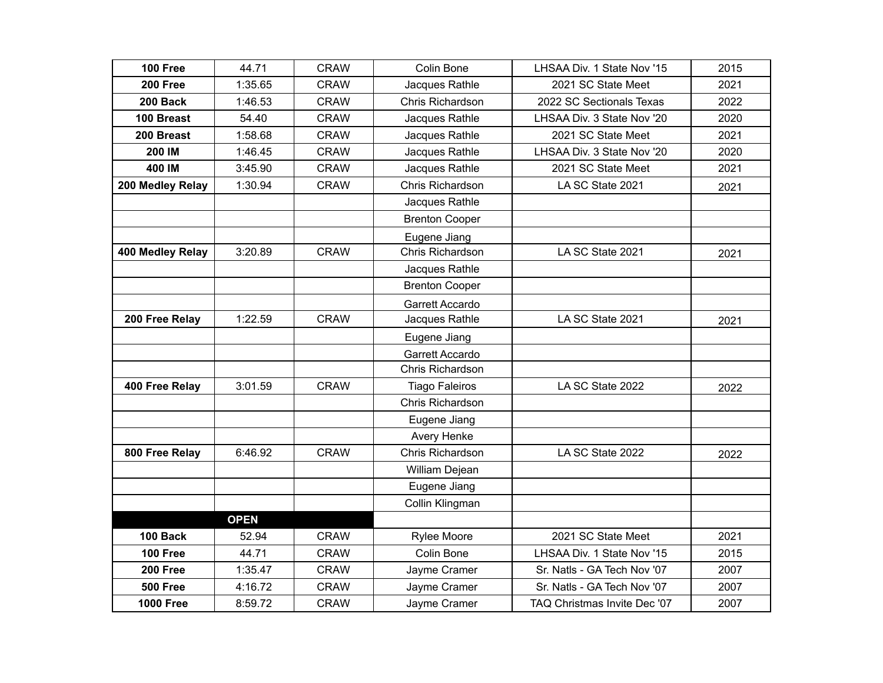| | | | | | |
|---|---|---|---|---|---|
| **100 Free** | 44.71 | CRAW | Colin Bone | LHSAA Div. 1 State Nov '15 | 2015 |
| **200 Free** | 1:35.65 | CRAW | Jacques Rathle | 2021 SC State Meet | 2021 |
| **200 Back** | 1:46.53 | CRAW | Chris Richardson | 2022 SC Sectionals Texas | 2022 |
| **100 Breast** | 54.40 | CRAW | Jacques Rathle | LHSAA Div. 3 State Nov '20 | 2020 |
| **200 Breast** | 1:58.68 | CRAW | Jacques Rathle | 2021 SC State Meet | 2021 |
| **200 IM** | 1:46.45 | CRAW | Jacques Rathle | LHSAA Div. 3 State Nov '20 | 2020 |
| **400 IM** | 3:45.90 | CRAW | Jacques Rathle | 2021 SC State Meet | 2021 |
| **200 Medley Relay** | 1:30.94 | CRAW | Chris Richardson | LA SC State 2021 | 2021 |
| | | | Jacques Rathle | | |
| | | | Brenton Cooper | | |
| | | | Eugene Jiang | | |
| **400 Medley Relay** | 3:20.89 | CRAW | Chris Richardson | LA SC State 2021 | 2021 |
| | | | Jacques Rathle | | |
| | | | Brenton Cooper | | |
| | | | Garrett Accardo | | |
| **200 Free Relay** | 1:22.59 | CRAW | Jacques Rathle | LA SC State 2021 | 2021 |
| | | | Eugene Jiang | | |
| | | | Garrett Accardo | | |
| | | | Chris Richardson | | |
| **400 Free Relay** | 3:01.59 | CRAW | Tiago Faleiros | LA SC State 2022 | 2022 |
| | | | Chris Richardson | | |
| | | | Eugene Jiang | | |
| | | | Avery Henke | | |
| **800 Free Relay** | 6:46.92 | CRAW | Chris Richardson | LA SC State 2022 | 2022 |
| | | | William Dejean | | |
| | | | Eugene Jiang | | |
| | | | Collin Klingman | | |
| | **OPEN** | | | | |
| **100 Back** | 52.94 | CRAW | Rylee Moore | 2021 SC State Meet | 2021 |
| **100 Free** | 44.71 | CRAW | Colin Bone | LHSAA Div. 1 State Nov '15 | 2015 |
| **200 Free** | 1:35.47 | CRAW | Jayme Cramer | Sr. Natls - GA Tech Nov '07 | 2007 |
| **500 Free** | 4:16.72 | CRAW | Jayme Cramer | Sr. Natls - GA Tech Nov '07 | 2007 |
| **1000 Free** | 8:59.72 | CRAW | Jayme Cramer | TAQ Christmas Invite Dec '07 | 2007 |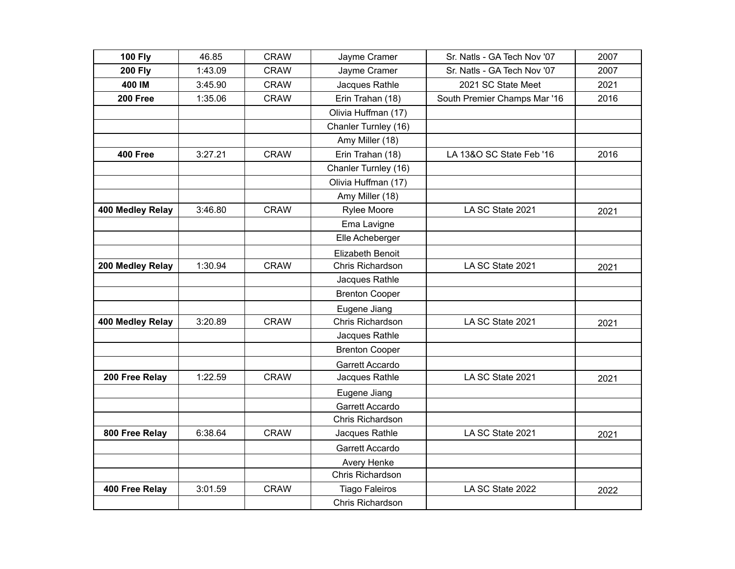| | | | | | |
|---|---|---|---|---|---|
| **100 Fly** | 46.85 | CRAW | Jayme Cramer | Sr. Natls - GA Tech Nov '07 | 2007 |
| **200 Fly** | 1:43.09 | CRAW | Jayme Cramer | Sr. Natls - GA Tech Nov '07 | 2007 |
| **400 IM** | 3:45.90 | CRAW | Jacques Rathle | 2021 SC State Meet | 2021 |
| **200 Free** | 1:35.06 | CRAW | Erin Trahan (18) | South Premier Champs Mar '16 | 2016 |
| | | | Olivia Huffman (17) | | |
| | | | Chanler Turnley (16) | | |
| | | | Amy Miller (18) | | |
| **400 Free** | 3:27.21 | CRAW | Erin Trahan (18) | LA 13&O SC State Feb '16 | 2016 |
| | | | Chanler Turnley (16) | | |
| | | | Olivia Huffman (17) | | |
| | | | Amy Miller (18) | | |
| **400 Medley Relay** | 3:46.80 | CRAW | Rylee Moore | LA SC State 2021 | 2021 |
| | | | Ema Lavigne | | |
| | | | Elle Acheberger | | |
| | | | Elizabeth Benoit | | |
| **200 Medley Relay** | 1:30.94 | CRAW | Chris Richardson | LA SC State 2021 | 2021 |
| | | | Jacques Rathle | | |
| | | | Brenton Cooper | | |
| | | | Eugene Jiang | | |
| **400 Medley Relay** | 3:20.89 | CRAW | Chris Richardson | LA SC State 2021 | 2021 |
| | | | Jacques Rathle | | |
| | | | Brenton Cooper | | |
| | | | Garrett Accardo | | |
| **200 Free Relay** | 1:22.59 | CRAW | Jacques Rathle | LA SC State 2021 | 2021 |
| | | | Eugene Jiang | | |
| | | | Garrett Accardo | | |
| | | | Chris Richardson | | |
| **800 Free Relay** | 6:38.64 | CRAW | Jacques Rathle | LA SC State 2021 | 2021 |
| | | | Garrett Accardo | | |
| | | | Avery Henke | | |
| | | | Chris Richardson | | |
| **400 Free Relay** | 3:01.59 | CRAW | Tiago Faleiros | LA SC State 2022 | 2022 |
| | | | Chris Richardson | | |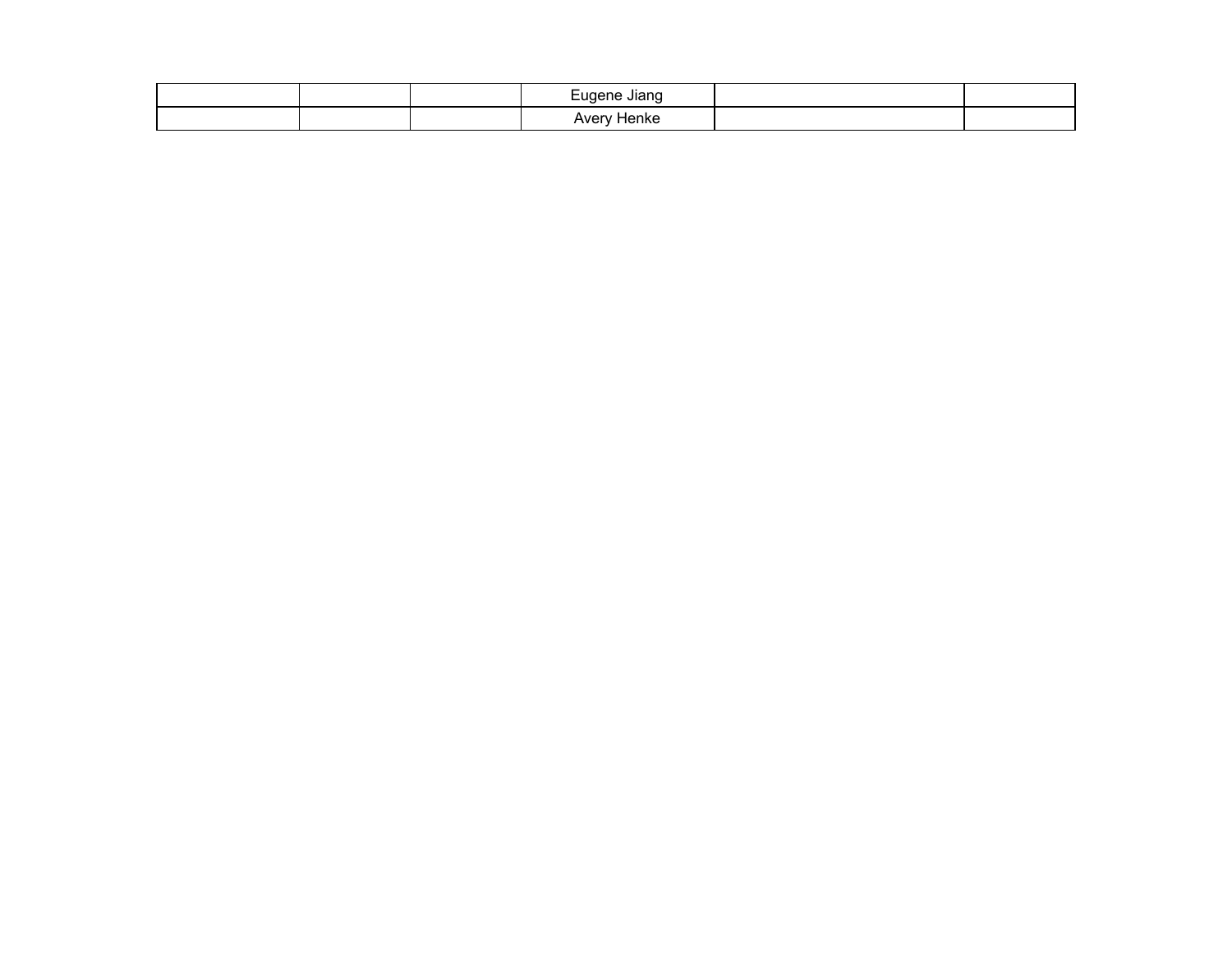| | | | | | |
|---|---|---|---|---|---|
| | | | Eugene Jiang | | |
| | | | Avery Henke | | |